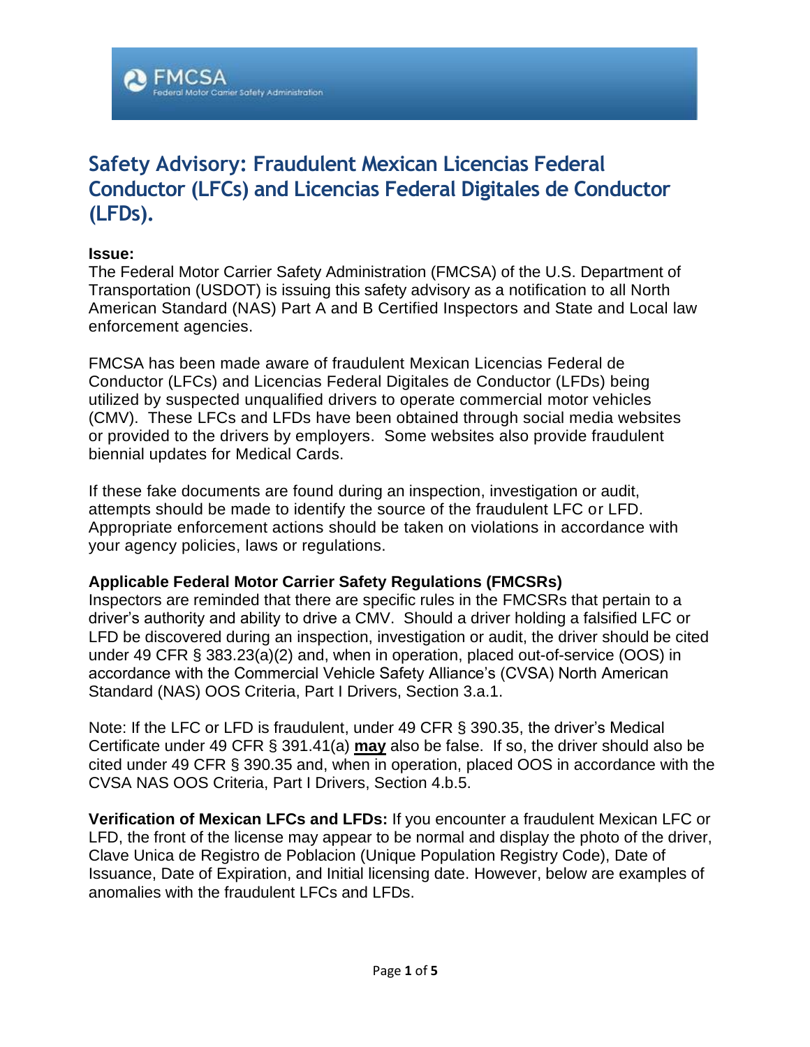# Safety Advisory: Fraudulent Mexican Licencias Federal Conductor (LFCs) and Licencias Federal Digitales de Conductor (LFDs).

**Issue:**
The Federal Motor Carrier Safety Administration (FMCSA) of the U.S. Department of Transportation (USDOT) is issuing this safety advisory as a notification to all North American Standard (NAS) Part A and B Certified Inspectors and State and Local law enforcement agencies.

FMCSA has been made aware of fraudulent Mexican Licencias Federal de Conductor (LFCs) and Licencias Federal Digitales de Conductor (LFDs) being utilized by suspected unqualified drivers to operate commercial motor vehicles (CMV). These LFCs and LFDs have been obtained through social media websites or provided to the drivers by employers. Some websites also provide fraudulent biennial updates for Medical Cards.

If these fake documents are found during an inspection, investigation or audit, attempts should be made to identify the source of the fraudulent LFC or LFD. Appropriate enforcement actions should be taken on violations in accordance with your agency policies, laws or regulations.

**Applicable Federal Motor Carrier Safety Regulations (FMCSRs)**
Inspectors are reminded that there are specific rules in the FMCSRs that pertain to a driver's authority and ability to drive a CMV. Should a driver holding a falsified LFC or LFD be discovered during an inspection, investigation or audit, the driver should be cited under 49 CFR § 383.23(a)(2) and, when in operation, placed out-of-service (OOS) in accordance with the Commercial Vehicle Safety Alliance's (CVSA) North American Standard (NAS) OOS Criteria, Part I Drivers, Section 3.a.1.

Note: If the LFC or LFD is fraudulent, under 49 CFR § 390.35, the driver's Medical Certificate under 49 CFR § 391.41(a) **may** also be false. If so, the driver should also be cited under 49 CFR § 390.35 and, when in operation, placed OOS in accordance with the CVSA NAS OOS Criteria, Part I Drivers, Section 4.b.5.

**Verification of Mexican LFCs and LFDs:** If you encounter a fraudulent Mexican LFC or LFD, the front of the license may appear to be normal and display the photo of the driver, Clave Unica de Registro de Poblacion (Unique Population Registry Code), Date of Issuance, Date of Expiration, and Initial licensing date. However, below are examples of anomalies with the fraudulent LFCs and LFDs.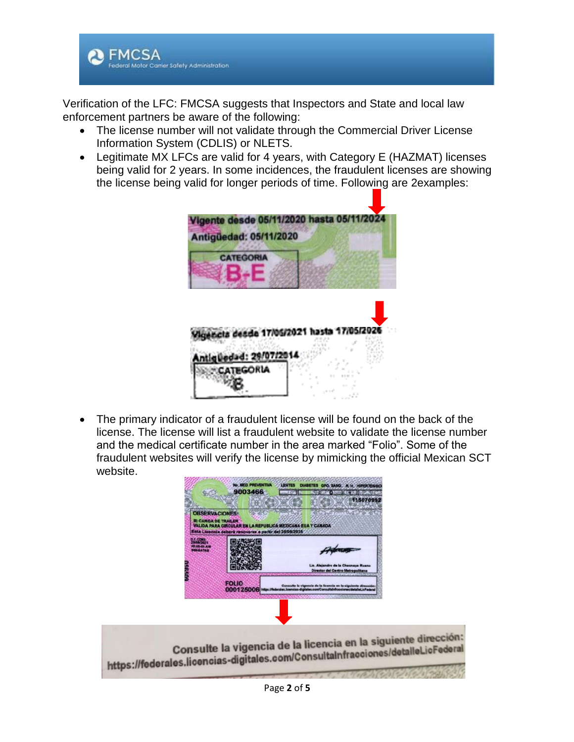Verification of the LFC: FMCSA suggests that Inspectors and State and local law enforcement partners be aware of the following:

- The license number will not validate through the Commercial Driver License Information System (CDLIS) or NLETS.
- Legitimate MX LFCs are valid for 4 years, with Category E (HAZMAT) licenses being valid for 2 years. In some incidences, the fraudulent licenses are showing the license being valid for longer periods of time. Following are 2examples:

- The primary indicator of a fraudulent license will be found on the back of the license. The license will list a fraudulent website to validate the license number and the medical certificate number in the area marked “Folio”. Some of the fraudulent websites will verify the license by mimicking the official Mexican SCT website.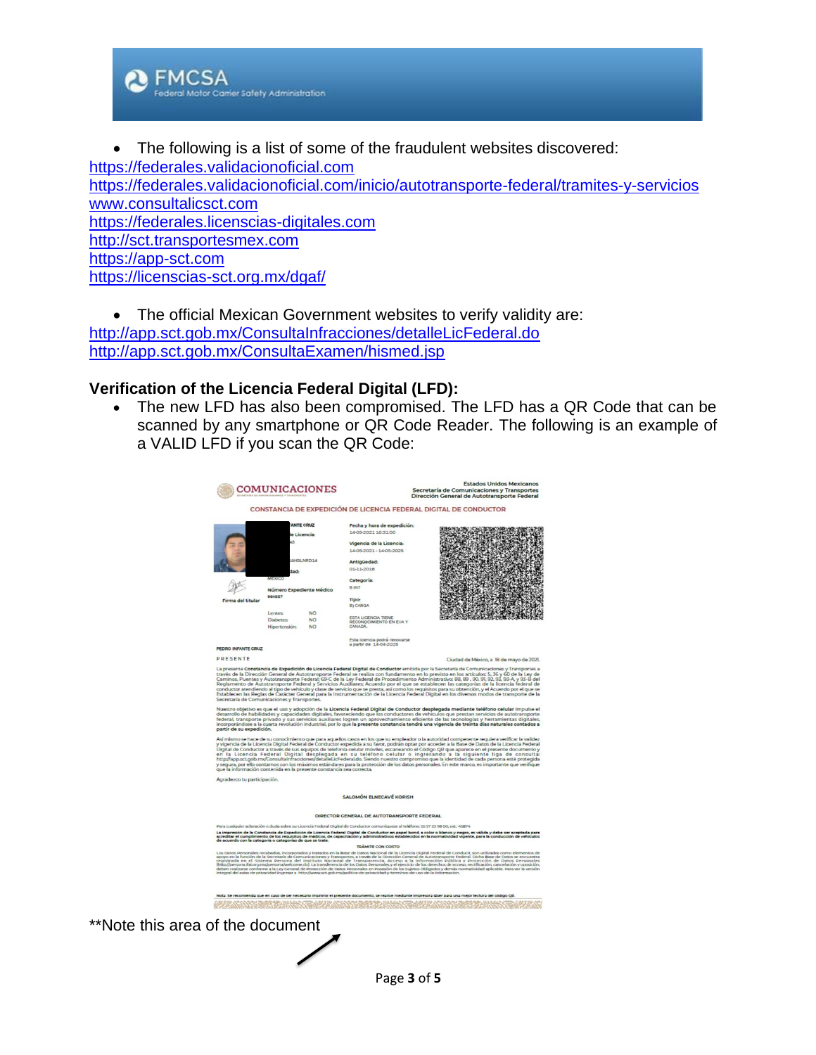- The following is a list of some of the fraudulent websites discovered:

https://federales.validacionoficial.com
https://federales.validacionoficial.com/inicio/autotransporte-federal/tramites-y-servicios
www.consultalicsct.com
https://federales.licenscias-digitales.com
http://sct.transportesmex.com
https://app-sct.com
https://licenscias-sct.org.mx/dgaf/

- The official Mexican Government websites to verify validity are:

http://app.sct.gob.mx/ConsultaInfracciones/detalleLicFederal.do
http://app.sct.gob.mx/ConsultaExamen/hismed.jsp

**Verification of the Licencia Federal Digital (LFD):**

- The new LFD has also been compromised. The LFD has a QR Code that can be scanned by any smartphone or QR Code Reader. The following is an example of a VALID LFD if you scan the QR Code:

\*\*Note this area of the document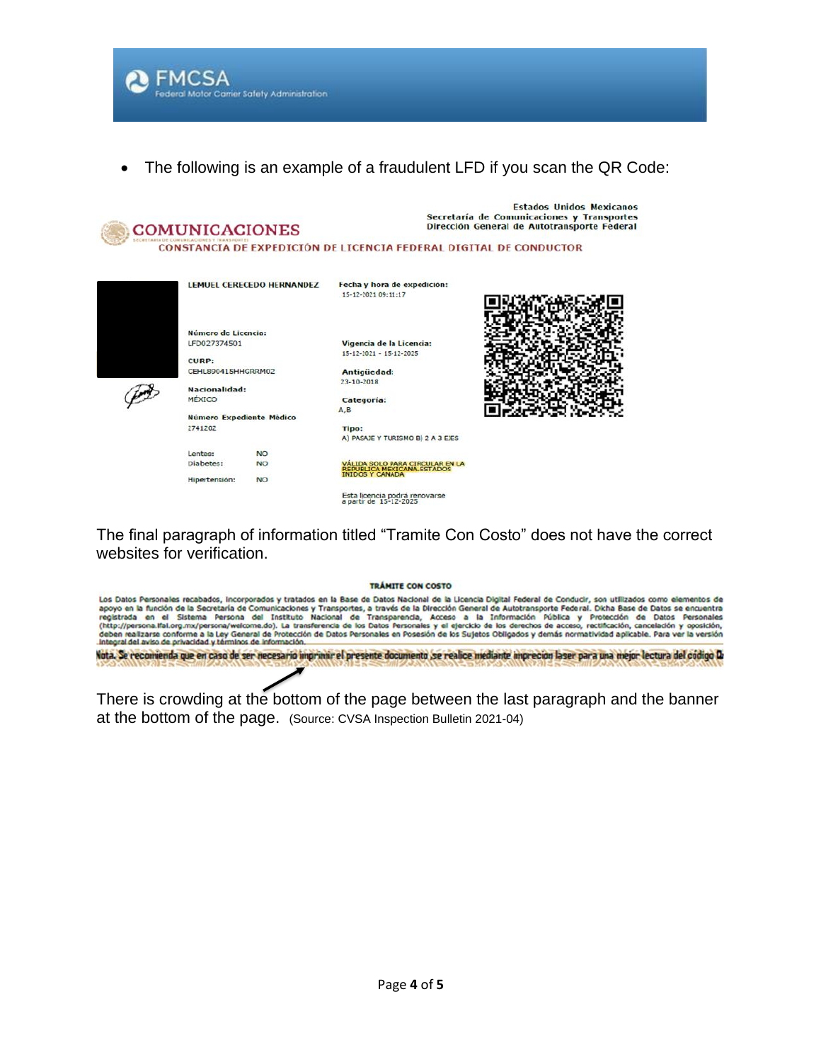- The following is an example of a fraudulent LFD if you scan the QR Code:

Estados Unidos Mexicanos
Secretaría de Comunicaciones y Transportes
Dirección General de Autotransporte Federal

COMUNICACIONES

CONSTANCIA DE EXPEDICIÓN DE LICENCIA FEDERAL DIGITAL DE CONDUCTOR

LEMUEL CERECEDO HERNANDEZ

Número de Licencia:
LFD027374501

CURP:
CEHL890415HHGRRM02

Nacionalidad:
MÉXICO

Número Expediente Médico
2741202

Lentes: NO
Diabetes: NO
Hipertensión: NO

Fecha y hora de expedición:
15-12-2021 09:11:17

Vigencia de la Licencia:
15-12-2021 - 15-12-2025

Antigüedad:
23-10-2018

Categoría:
A,B

Tipo:
A) PASAJE Y TURISMO B) 2 A 3 EJES

VÁLIDA SOLO PARA CIRCULAR EN LA REPUBLICA MEXICANA,ESTADOS INIDOS Y CANADA

Esta licencia podrá renovarse a partir de 15-12-2025

The final paragraph of information titled "Tramite Con Costo" does not have the correct websites for verification.

**TRÁMITE CON COSTO**

Los Datos Personales recabados, incorporados y tratados en la Base de Datos Nacional de la Licencia Digital Federal de Conducir, son utilizados como elementos de apoyo en la función de la Secretaría de Comunicaciones y Transportes, a través de la Dirección General de Autotransporte Federal. Dicha Base de Datos se encuentra registrada en el Sistema Persona del Instituto Nacional de Transparencia, Acceso a la Información Pública y Protección de Datos Personales (http://persona.ifal.org.mx/persona/welcome.do). La transferencia de los Datos Personales y el ejercicio de los derechos de acceso, rectificación, cancelación y oposición, deben realizarse conforme a la Ley General de Protección de Datos Personales en Posesión de los Sujetos Obligados y demás normatividad aplicable. Para ver la versión integral del aviso de privacidad y términos de información.

Nota. Se recomienda que en caso de ser necesario imprimir el presente documento ,se realice mediante imprecion laser para una mejor lectura del código Q

There is crowding at the bottom of the page between the last paragraph and the banner at the bottom of the page. (Source: CVSA Inspection Bulletin 2021-04)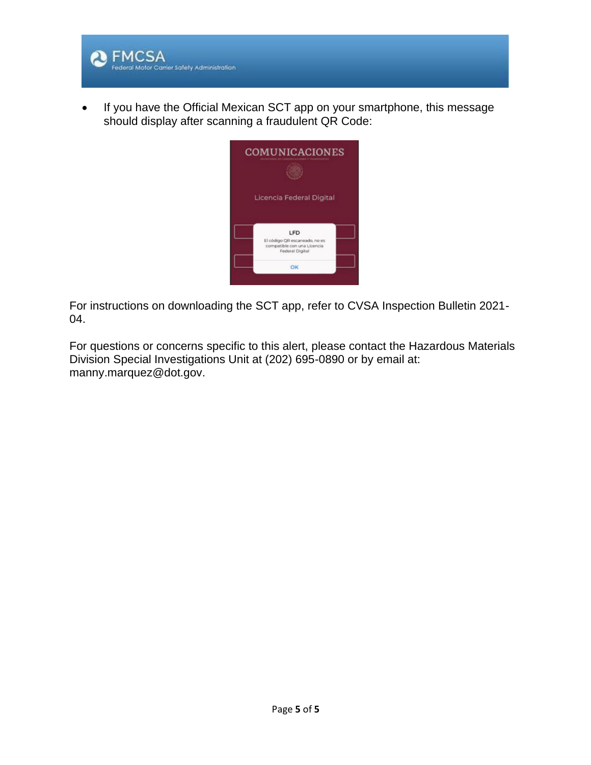- If you have the Official Mexican SCT app on your smartphone, this message should display after scanning a fraudulent QR Code:

For instructions on downloading the SCT app, refer to CVSA Inspection Bulletin 2021-04.

For questions or concerns specific to this alert, please contact the Hazardous Materials Division Special Investigations Unit at (202) 695-0890 or by email at: manny.marquez@dot.gov.